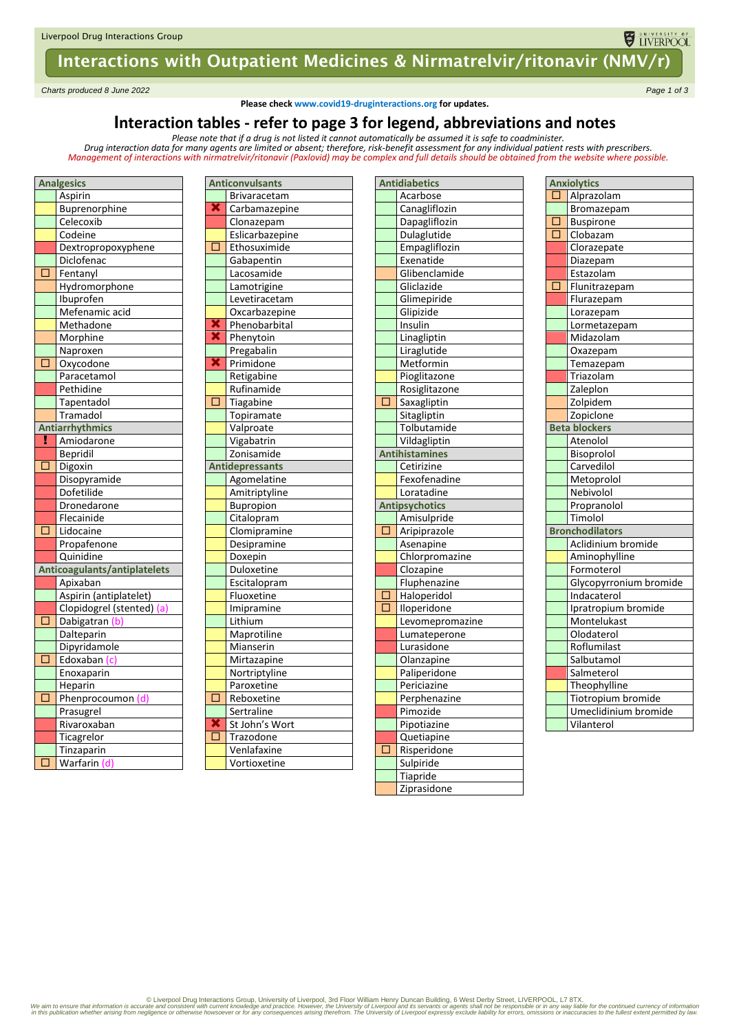**Please check www.covid19-druginteractions.org for updates.**

# Interaction tables - refer to page 3 for legend, abbreviations and notes

*Please note that if a drug is not listed it cannot automatically be assumed it is safe to coadminister.*
*Drug interaction data for many agents are limited or absent; therefore, risk-benefit assessment for any individual patient rests with prescribers.*
*Management of interactions with nirmatrelvir/ritonavir (Paxlovid) may be complex and full details should be obtained from the website where possible.*

Cell colours are described in the Colour column; see page 3 for their meaning.

| Symbol | Analgesics | Colour |
|---|---|---|
| | Aspirin | Green |
| | Buprenorphine | Yellow |
| | Celecoxib | Green |
| | Codeine | Green |
| | Dextropropoxyphene | Red |
| | Diclofenac | Green |
| □ | Fentanyl | Orange |
| | Hydromorphone | Orange |
| | Ibuprofen | Green |
| | Mefenamic acid | Green |
| | Methadone | Yellow |
| | Morphine | Orange |
| | Naproxen | Green |
| □ | Oxycodone | Orange |
| | Paracetamol | Green |
| | Pethidine | Red |
| | Tapentadol | Green |
| | Tramadol | Orange |

| Symbol | Antiarrhythmics | Colour |
|---|---|---|
| ! | Amiodarone | Red |
| | Bepridil | Red |
| □ | Digoxin | Orange |
| | Disopyramide | Red |
| | Dofetilide | Red |
| | Dronedarone | Red |
| | Flecainide | Red |
| □ | Lidocaine | Orange |
| | Propafenone | Red |
| | Quinidine | Red |

| Symbol | Anticoagulants/antiplatelets | Colour |
|---|---|---|
| | Apixaban | Red |
| | Aspirin (antiplatelet) | Green |
| | Clopidogrel (stented) (a) | Red |
| □ | Dabigatran (b) | Orange |
| | Dalteparin | Green |
| | Dipyridamole | Green |
| □ | Edoxaban (c) | Orange |
| | Enoxaparin | Green |
| | Heparin | Green |
| □ | Phenprocoumon (d) | Orange |
| | Prasugrel | Green |
| | Rivaroxaban | Red |
| | Ticagrelor | Red |
| | Tinzaparin | Green |
| □ | Warfarin (d) | Orange |

| Symbol | Anticonvulsants | Colour |
|---|---|---|
| | Brivaracetam | Green |
| ✘ | Carbamazepine | Red |
| | Clonazepam | Orange |
| | Eslicarbazepine | Green |
| □ | Ethosuximide | Orange |
| | Gabapentin | Green |
| | Lacosamide | Green |
| | Lamotrigine | Green |
| | Levetiracetam | Green |
| | Oxcarbazepine | Green |
| ✘ | Phenobarbital | Red |
| ✘ | Phenytoin | Red |
| | Pregabalin | Green |
| ✘ | Primidone | Red |
| | Retigabine | Green |
| | Rufinamide | Green |
| □ | Tiagabine | Orange |
| | Topiramate | Green |
| | Valproate | Green |
| | Vigabatrin | Green |
| | Zonisamide | Green |

| Symbol | Antidepressants | Colour |
|---|---|---|
| | Agomelatine | Green |
| | Amitriptyline | Yellow |
| | Bupropion | Yellow |
| | Citalopram | Green |
| | Clomipramine | Yellow |
| | Desipramine | Yellow |
| | Doxepin | Green |
| | Duloxetine | Green |
| | Escitalopram | Green |
| | Fluoxetine | Green |
| | Imipramine | Yellow |
| | Lithium | Green |
| | Maprotiline | Green |
| | Mianserin | Green |
| | Mirtazapine | Green |
| | Nortriptyline | Yellow |
| | Paroxetine | Green |
| □ | Reboxetine | Orange |
| | Sertraline | Green |
| ✘ | St John's Wort | Red |
| □ | Trazodone | Orange |
| | Venlafaxine | Green |
| | Vortioxetine | Yellow |

| Symbol | Antidiabetics | Colour |
|---|---|---|
| | Acarbose | Green |
| | Canagliflozin | Green |
| | Dapagliflozin | Green |
| | Dulaglutide | Green |
| | Empagliflozin | Green |
| | Exenatide | Green |
| | Glibenclamide | Orange |
| | Gliclazide | Green |
| | Glimepiride | Green |
| | Glipizide | Green |
| | Insulin | Green |
| | Linagliptin | Green |
| | Liraglutide | Green |
| | Metformin | Green |
| | Pioglitazone | Yellow |
| | Rosiglitazone | Green |
| □ | Saxagliptin | Orange |
| | Sitagliptin | Green |
| | Tolbutamide | Green |
| | Vildagliptin | Green |

| Symbol | Antihistamines | Colour |
|---|---|---|
| | Cetirizine | Green |
| | Fexofenadine | Green |
| | Loratadine | Yellow |

| Symbol | Antipsychotics | Colour |
|---|---|---|
| | Amisulpride | Green |
| □ | Aripiprazole | Orange |
| | Asenapine | Green |
| | Chlorpromazine | Yellow |
| | Clozapine | Red |
| | Fluphenazine | Yellow |
| □ | Haloperidol | Orange |
| □ | Iloperidone | Orange |
| | Levomepromazine | Yellow |
| | Lumateperone | Orange |
| | Lurasidone | Red |
| | Olanzapine | Green |
| | Paliperidone | Green |
| | Periciazine | Green |
| | Perphenazine | Orange |
| | Pimozide | Red |
| | Pipotiazine | Green |
| | Quetiapine | Red |
| □ | Risperidone | Orange |
| | Sulpiride | Green |
| | Tiapride | Green |
| | Ziprasidone | Yellow |

| Symbol | Anxiolytics | Colour |
|---|---|---|
| □ | Alprazolam | Orange |
| | Bromazepam | Green |
| □ | Buspirone | Orange |
| □ | Clobazam | Orange |
| | Clorazepate | Red |
| | Diazepam | Red |
| | Estazolam | Red |
| □ | Flunitrazepam | Orange |
| | Flurazepam | Red |
| | Lorazepam | Green |
| | Lormetazepam | Green |
| | Midazolam | Red |
| | Oxazepam | Green |
| | Temazepam | Green |
| | Triazolam | Red |
| | Zaleplon | Green |
| | Zolpidem | Orange |
| | Zopiclone | Orange |

| Symbol | Beta blockers | Colour |
|---|---|---|
| | Atenolol | Green |
| | Bisoprolol | Green |
| | Carvedilol | Green |
| | Metoprolol | Green |
| | Nebivolol | Green |
| | Propranolol | Green |
| | Timolol | Green |

| Symbol | Bronchodilators | Colour |
|---|---|---|
| | Aclidinium bromide | Green |
| | Aminophylline | Yellow |
| | Formoterol | Green |
| | Glycopyrronium bromide | Green |
| | Indacaterol | Green |
| | Ipratropium bromide | Green |
| | Montelukast | Green |
| | Olodaterol | Green |
| | Roflumilast | Green |
| | Salbutamol | Green |
| | Salmeterol | Red |
| | Theophylline | Yellow |
| | Tiotropium bromide | Green |
| | Umeclidinium bromide | Green |
| | Vilanterol | Green |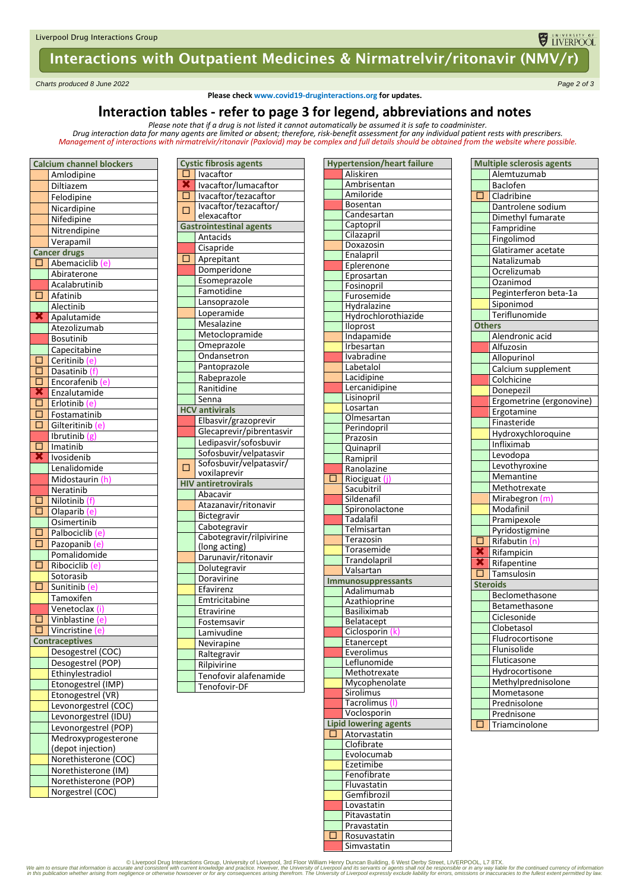Liverpool Drug Interactions Group

# Interactions with Outpatient Medicines & Nirmatrelvir/ritonavir (NMV/r)

*Charts produced 8 June 2022*

**Please check www.covid19-druginteractions.org for updates.**

## Interaction tables - refer to page 3 for legend, abbreviations and notes

*Please note that if a drug is not listed it cannot automatically be assumed it is safe to coadminister.*
*Drug interaction data for many agents are limited or absent; therefore, risk-benefit assessment for any individual patient rests with prescribers.*
*Management of interactions with nirmatrelvir/ritonavir (Paxlovid) may be complex and full details should be obtained from the website where possible.*

| Calcium channel blockers |
|---|
| Amlodipine |
| Diltiazem |
| Felodipine |
| Nicardipine |
| Nifedipine |
| Nitrendipine |
| Verapamil |

| Cancer drugs |
|---|
| ☐ Abemaciclib (e) |
| Abiraterone |
| Acalabrutinib |
| ☐ Afatinib |
| Alectinib |
| ✖ Apalutamide |
| Atezolizumab |
| Bosutinib |
| Capecitabine |
| ☐ Ceritinib (e) |
| ☐ Dasatinib (f) |
| ☐ Encorafenib (e) |
| ✖ Enzalutamide |
| ☐ Erlotinib (e) |
| ☐ Fostamatinib |
| ☐ Gilteritinib (e) |
| Ibrutinib (g) |
| ☐ Imatinib |
| ✖ Ivosidenib |
| Lenalidomide |
| Midostaurin (h) |
| Neratinib |
| ☐ Nilotinib (f) |
| ☐ Olaparib (e) |
| Osimertinib |
| ☐ Palbociclib (e) |
| ☐ Pazopanib (e) |
| Pomalidomide |
| ☐ Ribociclib (e) |
| Sotorasib |
| ☐ Sunitinib (e) |
| Tamoxifen |
| Venetoclax (i) |
| ☐ Vinblastine (e) |
| ☐ Vincristine (e) |

| Contraceptives |
|---|
| Desogestrel (COC) |
| Desogestrel (POP) |
| Ethinylestradiol |
| Etonogestrel (IMP) |
| Etonogestrel (VR) |
| Levonorgestrel (COC) |
| Levonorgestrel (IDU) |
| Levonorgestrel (POP) |
| Medroxyprogesterone (depot injection) |
| Norethisterone (COC) |
| Norethisterone (IM) |
| Norethisterone (POP) |
| Norgestrel (COC) |

| Cystic fibrosis agents |
|---|
| ☐ Ivacaftor |
| ✖ Ivacaftor/lumacaftor |
| ☐ Ivacaftor/tezacaftor |
| ☐ Ivacaftor/tezacaftor/elexacaftor |

| Gastrointestinal agents |
|---|
| Antacids |
| Cisapride |
| ☐ Aprepitant |
| Domperidone |
| Esomeprazole |
| Famotidine |
| Lansoprazole |
| Loperamide |
| Mesalazine |
| Metoclopramide |
| Omeprazole |
| Ondansetron |
| Pantoprazole |
| Rabeprazole |
| Ranitidine |
| Senna |

| HCV antivirals |
|---|
| Elbasvir/grazoprevir |
| Glecaprevir/pibrentasvir |
| Ledipasvir/sofosbuvir |
| Sofosbuvir/velpatasvir |
| ☐ Sofosbuvir/velpatasvir/voxilaprevir |

| HIV antiretrovirals |
|---|
| Abacavir |
| Atazanavir/ritonavir |
| Bictegravir |
| Cabotegravir |
| Cabotegravir/rilpivirine (long acting) |
| Darunavir/ritonavir |
| Dolutegravir |
| Doravirine |
| Efavirenz |
| Emtricitabine |
| Etravirine |
| Fostemsavir |
| Lamivudine |
| Nevirapine |
| Raltegravir |
| Rilpivirine |
| Tenofovir alafenamide |
| Tenofovir-DF |

| Hypertension/heart failure |
|---|
| Aliskiren |
| Ambrisentan |
| Amiloride |
| Bosentan |
| Candesartan |
| Captopril |
| Cilazapril |
| Doxazosin |
| Enalapril |
| Eplerenone |
| Eprosartan |
| Fosinopril |
| Furosemide |
| Hydralazine |
| Hydrochlorothiazide |
| Iloprost |
| Indapamide |
| Irbesartan |
| Ivabradine |
| Labetalol |
| Lacidipine |
| Lercanidipine |
| Lisinopril |
| Losartan |
| Olmesartan |
| Perindopril |
| Prazosin |
| Quinapril |
| Ramipril |
| Ranolazine |
| ☐ Riociguat (j) |
| Sacubitril |
| Sildenafil |
| Spironolactone |
| Tadalafil |
| Telmisartan |
| Terazosin |
| Torasemide |
| Trandolapril |
| Valsartan |

| Immunosuppressants |
|---|
| Adalimumab |
| Azathioprine |
| Basiliximab |
| Belatacept |
| Ciclosporin (k) |
| Etanercept |
| Everolimus |
| Leflunomide |
| Methotrexate |
| Mycophenolate |
| Sirolimus |
| Tacrolimus (l) |
| Voclosporin |

| Lipid lowering agents |
|---|
| ☐ Atorvastatin |
| Clofibrate |
| Evolocumab |
| Ezetimibe |
| Fenofibrate |
| Fluvastatin |
| Gemfibrozil |
| Lovastatin |
| Pitavastatin |
| Pravastatin |
| ☐ Rosuvastatin |
| Simvastatin |

| Multiple sclerosis agents |
|---|
| Alemtuzumab |
| Baclofen |
| ☐ Cladribine |
| Dantrolene sodium |
| Dimethyl fumarate |
| Fampridine |
| Fingolimod |
| Glatiramer acetate |
| Natalizumab |
| Ocrelizumab |
| Ozanimod |
| Peginterferon beta-1a |
| Siponimod |
| Teriflunomide |

| Others |
|---|
| Alendronic acid |
| Alfuzosin |
| Allopurinol |
| Calcium supplement |
| Colchicine |
| Donepezil |
| Ergometrine (ergonovine) |
| Ergotamine |
| Finasteride |
| Hydroxychloroquine |
| Infliximab |
| Levodopa |
| Levothyroxine |
| Memantine |
| Methotrexate |
| Mirabegron (m) |
| Modafinil |
| Pramipexole |
| Pyridostigmine |
| ☐ Rifabutin (n) |
| ✖ Rifampicin |
| ✖ Rifapentine |
| ☐ Tamsulosin |

| Steroids |
|---|
| Beclomethasone |
| Betamethasone |
| Ciclesonide |
| Clobetasol |
| Fludrocortisone |
| Flunisolide |
| Fluticasone |
| Hydrocortisone |
| Methylprednisolone |
| Mometasone |
| Prednisolone |
| Prednisone |
| ☐ Triamcinolone |

© Liverpool Drug Interactions Group, University of Liverpool, 3rd Floor William Henry Duncan Building, 6 West Derby Street, LIVERPOOL, L7 8TX.
*We aim to ensure that information is accurate and consistent with current knowledge and practice. However, the University of Liverpool and its servants or agents shall not be responsible or in any way liable for the continued currency of information in this publication whether arising from negligence or otherwise howsoever or for any consequences arising therefrom. The University of Liverpool expressly exclude liability for errors, omissions or inaccuracies to the fullest extent permitted by law.*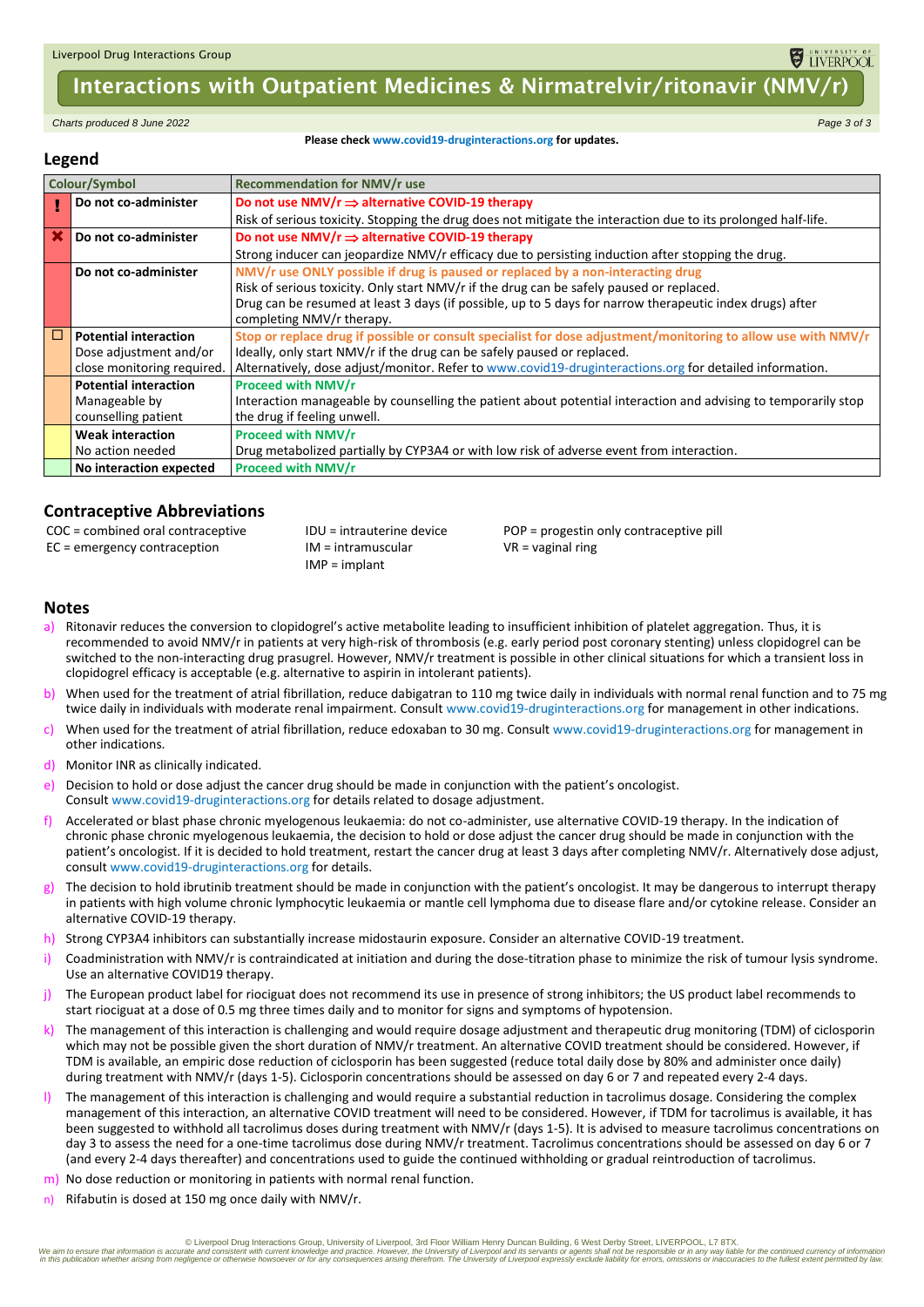Liverpool Drug Interactions Group

# Interactions with Outpatient Medicines & Nirmatrelvir/ritonavir (NMV/r)

*Charts produced 8 June 2022*

**Please check www.covid19-druginteractions.org for updates.**

## Legend

| Colour/Symbol | | Recommendation for NMV/r use |
|---|---|---|
| ! | **Do not co-administer** | **Do not use NMV/r ⇒ alternative COVID-19 therapy**<br>Risk of serious toxicity. Stopping the drug does not mitigate the interaction due to its prolonged half-life. |
| ✖ | **Do not co-administer** | **Do not use NMV/r ⇒ alternative COVID-19 therapy**<br>Strong inducer can jeopardize NMV/r efficacy due to persisting induction after stopping the drug. |
| | **Do not co-administer** | **NMV/r use ONLY possible if drug is paused or replaced by a non-interacting drug**<br>Risk of serious toxicity. Only start NMV/r if the drug can be safely paused or replaced.<br>Drug can be resumed at least 3 days (if possible, up to 5 days for narrow therapeutic index drugs) after completing NMV/r therapy. |
| ☐ | **Potential interaction**<br>Dose adjustment and/or close monitoring required. | **Stop or replace drug if possible or consult specialist for dose adjustment/monitoring to allow use with NMV/r**<br>Ideally, only start NMV/r if the drug can be safely paused or replaced.<br>Alternatively, dose adjust/monitor. Refer to www.covid19-druginteractions.org for detailed information. |
| | **Potential interaction**<br>Manageable by counselling patient | **Proceed with NMV/r**<br>Interaction manageable by counselling the patient about potential interaction and advising to temporarily stop the drug if feeling unwell. |
| | **Weak interaction**<br>No action needed | **Proceed with NMV/r**<br>Drug metabolized partially by CYP3A4 or with low risk of adverse event from interaction. |
| | **No interaction expected** | **Proceed with NMV/r** |

## Contraceptive Abbreviations

COC = combined oral contraceptive
EC = emergency contraception
IDU = intrauterine device
IM = intramuscular
IMP = implant
POP = progestin only contraceptive pill
VR = vaginal ring

## Notes

a) Ritonavir reduces the conversion to clopidogrel's active metabolite leading to insufficient inhibition of platelet aggregation. Thus, it is recommended to avoid NMV/r in patients at very high-risk of thrombosis (e.g. early period post coronary stenting) unless clopidogrel can be switched to the non-interacting drug prasugrel. However, NMV/r treatment is possible in other clinical situations for which a transient loss in clopidogrel efficacy is acceptable (e.g. alternative to aspirin in intolerant patients).

b) When used for the treatment of atrial fibrillation, reduce dabigatran to 110 mg twice daily in individuals with normal renal function and to 75 mg twice daily in individuals with moderate renal impairment. Consult www.covid19-druginteractions.org for management in other indications.

c) When used for the treatment of atrial fibrillation, reduce edoxaban to 30 mg. Consult www.covid19-druginteractions.org for management in other indications.

d) Monitor INR as clinically indicated.

e) Decision to hold or dose adjust the cancer drug should be made in conjunction with the patient's oncologist. Consult www.covid19-druginteractions.org for details related to dosage adjustment.

f) Accelerated or blast phase chronic myelogenous leukaemia: do not co-administer, use alternative COVID-19 therapy. In the indication of chronic phase chronic myelogenous leukaemia, the decision to hold or dose adjust the cancer drug should be made in conjunction with the patient's oncologist. If it is decided to hold treatment, restart the cancer drug at least 3 days after completing NMV/r. Alternatively dose adjust, consult www.covid19-druginteractions.org for details.

g) The decision to hold ibrutinib treatment should be made in conjunction with the patient's oncologist. It may be dangerous to interrupt therapy in patients with high volume chronic lymphocytic leukaemia or mantle cell lymphoma due to disease flare and/or cytokine release. Consider an alternative COVID-19 therapy.

h) Strong CYP3A4 inhibitors can substantially increase midostaurin exposure. Consider an alternative COVID-19 treatment.

i) Coadministration with NMV/r is contraindicated at initiation and during the dose-titration phase to minimize the risk of tumour lysis syndrome. Use an alternative COVID19 therapy.

j) The European product label for riociguat does not recommend its use in presence of strong inhibitors; the US product label recommends to start riociguat at a dose of 0.5 mg three times daily and to monitor for signs and symptoms of hypotension.

k) The management of this interaction is challenging and would require dosage adjustment and therapeutic drug monitoring (TDM) of ciclosporin which may not be possible given the short duration of NMV/r treatment. An alternative COVID treatment should be considered. However, if TDM is available, an empiric dose reduction of ciclosporin has been suggested (reduce total daily dose by 80% and administer once daily) during treatment with NMV/r (days 1-5). Ciclosporin concentrations should be assessed on day 6 or 7 and repeated every 2-4 days.

l) The management of this interaction is challenging and would require a substantial reduction in tacrolimus dosage. Considering the complex management of this interaction, an alternative COVID treatment will need to be considered. However, if TDM for tacrolimus is available, it has been suggested to withhold all tacrolimus doses during treatment with NMV/r (days 1-5). It is advised to measure tacrolimus concentrations on day 3 to assess the need for a one-time tacrolimus dose during NMV/r treatment. Tacrolimus concentrations should be assessed on day 6 or 7 (and every 2-4 days thereafter) and concentrations used to guide the continued withholding or gradual reintroduction of tacrolimus.

m) No dose reduction or monitoring in patients with normal renal function.

n) Rifabutin is dosed at 150 mg once daily with NMV/r.

© Liverpool Drug Interactions Group, University of Liverpool, 3rd Floor William Henry Duncan Building, 6 West Derby Street, LIVERPOOL, L7 8TX.
*We aim to ensure that information is accurate and consistent with current knowledge and practice. However, the University of Liverpool and its servants or agents shall not be responsible or in any way liable for the continued currency of information in this publication whether arising from negligence or otherwise howsoever or for any consequences arising therefrom. The University of Liverpool expressly exclude liability for errors, omissions or inaccuracies to the fullest extent permitted by law.*